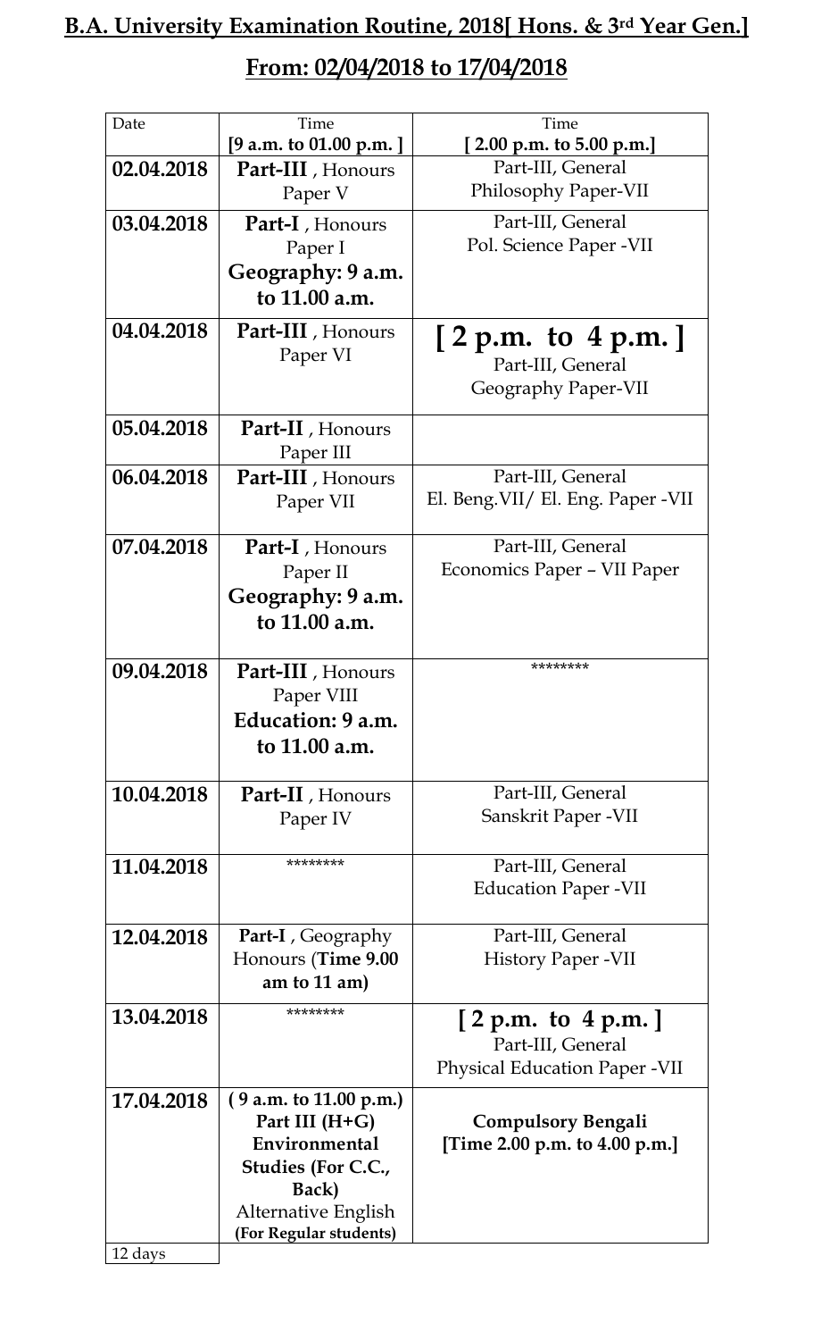# B.A. University Examination Routine, 2018[ Hons. & 3rd Year Gen.]

## From: 02/04/2018 to 17/04/2018

| Date | Time [9 a.m. to 01.00 p.m. ] | Time [ 2.00 p.m. to 5.00 p.m.] |
|---|---|---|
| **02.04.2018** | **Part-III** , Honours Paper V | Part-III, General Philosophy Paper-VII |
| **03.04.2018** | **Part-I** , Honours Paper I **Geography: 9 a.m. to 11.00 a.m.** | Part-III, General Pol. Science Paper -VII |
| **04.04.2018** | **Part-III** , Honours Paper VI | **[ 2 p.m. to 4 p.m. ]** Part-III, General Geography Paper-VII |
| **05.04.2018** | **Part-II** , Honours Paper III | |
| **06.04.2018** | **Part-III** , Honours Paper VII | Part-III, General El. Beng.VII/ El. Eng. Paper -VII |
| **07.04.2018** | **Part-I** , Honours Paper II **Geography: 9 a.m. to 11.00 a.m.** | Part-III, General Economics Paper – VII Paper |
| **09.04.2018** | **Part-III** , Honours Paper VIII **Education: 9 a.m. to 11.00 a.m.** | ******** |
| **10.04.2018** | **Part-II** , Honours Paper IV | Part-III, General Sanskrit Paper -VII |
| **11.04.2018** | ******** | Part-III, General Education Paper -VII |
| **12.04.2018** | **Part-I** , Geography Honours (**Time 9.00 am to 11 am)** | Part-III, General History Paper -VII |
| **13.04.2018** | ******** | **[ 2 p.m. to 4 p.m. ]** Part-III, General Physical Education Paper -VII |
| **17.04.2018** | **( 9 a.m. to 11.00 p.m.) Part III (H+G) Environmental Studies (For C.C., Back)** Alternative English **(For Regular students)** | **Compulsory Bengali [Time 2.00 p.m. to 4.00 p.m.]** |
| 12 days | | |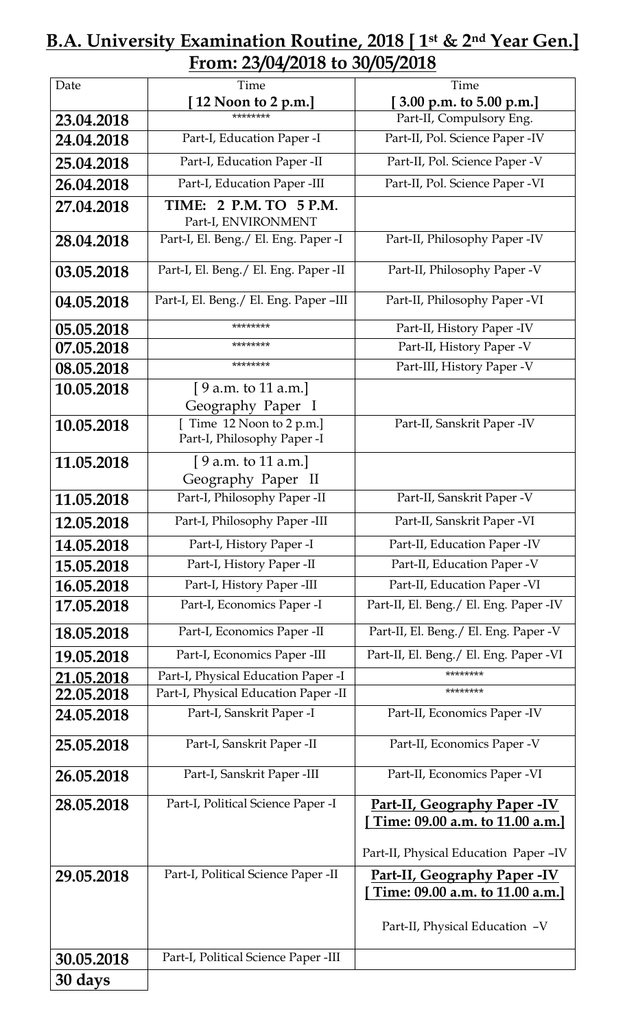## B.A. University Examination Routine, 2018 [ 1st & 2nd Year Gen.]

## From: 23/04/2018 to 30/05/2018

| Date | Time<br>[ 12 Noon to 2 p.m.] | Time<br>[ 3.00 p.m. to 5.00 p.m.] |
|---|---|---|
| **23.04.2018** | ******** | Part-II, Compulsory Eng. |
| **24.04.2018** | Part-I, Education Paper -I | Part-II, Pol. Science Paper -IV |
| **25.04.2018** | Part-I, Education Paper -II | Part-II, Pol. Science Paper -V |
| **26.04.2018** | Part-I, Education Paper -III | Part-II, Pol. Science Paper -VI |
| **27.04.2018** | **TIME: 2 P.M. TO 5 P.M.**<br>Part-I, ENVIRONMENT | |
| **28.04.2018** | Part-I, El. Beng./ El. Eng. Paper -I | Part-II, Philosophy Paper -IV |
| **03.05.2018** | Part-I, El. Beng./ El. Eng. Paper -II | Part-II, Philosophy Paper -V |
| **04.05.2018** | Part-I, El. Beng./ El. Eng. Paper –III | Part-II, Philosophy Paper -VI |
| **05.05.2018** | ******** | Part-II, History Paper -IV |
| **07.05.2018** | ******** | Part-II, History Paper -V |
| **08.05.2018** | ******** | Part-III, History Paper -V |
| **10.05.2018** | [ 9 a.m. to 11 a.m.]<br>Geography Paper I | |
| **10.05.2018** | [ Time 12 Noon to 2 p.m.]<br>Part-I, Philosophy Paper -I | Part-II, Sanskrit Paper -IV |
| **11.05.2018** | [ 9 a.m. to 11 a.m.]<br>Geography Paper II | |
| **11.05.2018** | Part-I, Philosophy Paper -II | Part-II, Sanskrit Paper -V |
| **12.05.2018** | Part-I, Philosophy Paper -III | Part-II, Sanskrit Paper -VI |
| **14.05.2018** | Part-I, History Paper -I | Part-II, Education Paper -IV |
| **15.05.2018** | Part-I, History Paper -II | Part-II, Education Paper -V |
| **16.05.2018** | Part-I, History Paper -III | Part-II, Education Paper -VI |
| **17.05.2018** | Part-I, Economics Paper -I | Part-II, El. Beng./ El. Eng. Paper -IV |
| **18.05.2018** | Part-I, Economics Paper -II | Part-II, El. Beng./ El. Eng. Paper -V |
| **19.05.2018** | Part-I, Economics Paper -III | Part-II, El. Beng./ El. Eng. Paper -VI |
| **21.05.2018** | Part-I, Physical Education Paper -I | ******** |
| **22.05.2018** | Part-I, Physical Education Paper -II | ******** |
| **24.05.2018** | Part-I, Sanskrit Paper -I | Part-II, Economics Paper -IV |
| **25.05.2018** | Part-I, Sanskrit Paper -II | Part-II, Economics Paper -V |
| **26.05.2018** | Part-I, Sanskrit Paper -III | Part-II, Economics Paper -VI |
| **28.05.2018** | Part-I, Political Science Paper -I | **Part-II, Geography Paper -IV**<br>**[ Time: 09.00 a.m. to 11.00 a.m.]**<br>Part-II, Physical Education Paper –IV |
| **29.05.2018** | Part-I, Political Science Paper -II | **Part-II, Geography Paper -IV**<br>**[ Time: 09.00 a.m. to 11.00 a.m.]**<br>Part-II, Physical Education –V |
| **30.05.2018** | Part-I, Political Science Paper -III | |
| **30 days** | | |